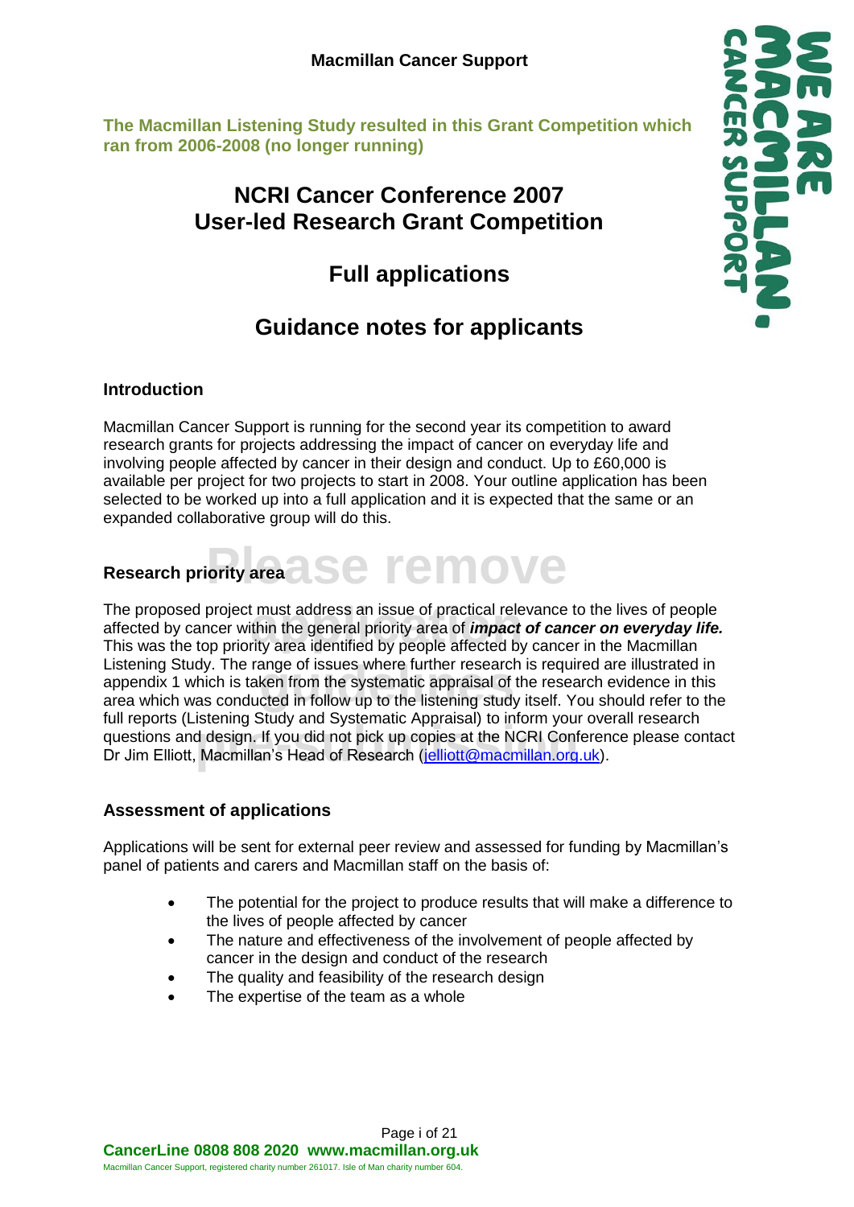**Macmillan Cancer Support**

**The Macmillan Listening Study resulted in this Grant Competition which ran from 2006-2008 (no longer running)**

# NCRI Cancer Conference 2007
# User-led Research Grant Competition

## Full applications

## Guidance notes for applicants

### Introduction

Macmillan Cancer Support is running for the second year its competition to award research grants for projects addressing the impact of cancer on everyday life and involving people affected by cancer in their design and conduct. Up to £60,000 is available per project for two projects to start in 2008. Your outline application has been selected to be worked up into a full application and it is expected that the same or an expanded collaborative group will do this.

### Research priority area

The proposed project must address an issue of practical relevance to the lives of people affected by cancer within the general priority area of ***impact of cancer on everyday life.*** This was the top priority area identified by people affected by cancer in the Macmillan Listening Study. The range of issues where further research is required are illustrated in appendix 1 which is taken from the systematic appraisal of the research evidence in this area which was conducted in follow up to the listening study itself. You should refer to the full reports (Listening Study and Systematic Appraisal) to inform your overall research questions and design. If you did not pick up copies at the NCRI Conference please contact Dr Jim Elliott, Macmillan's Head of Research (jelliott@macmillan.org.uk).

### Assessment of applications

Applications will be sent for external peer review and assessed for funding by Macmillan's panel of patients and carers and Macmillan staff on the basis of:

- The potential for the project to produce results that will make a difference to the lives of people affected by cancer
- The nature and effectiveness of the involvement of people affected by cancer in the design and conduct of the research
- The quality and feasibility of the research design
- The expertise of the team as a whole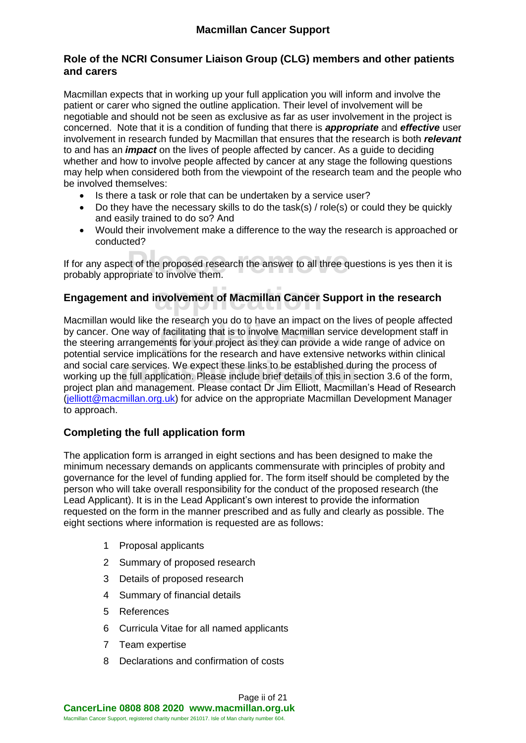## Role of the NCRI Consumer Liaison Group (CLG) members and other patients and carers

Macmillan expects that in working up your full application you will inform and involve the patient or carer who signed the outline application. Their level of involvement will be negotiable and should not be seen as exclusive as far as user involvement in the project is concerned. Note that it is a condition of funding that there is ***appropriate*** and ***effective*** user involvement in research funded by Macmillan that ensures that the research is both ***relevant*** to and has an ***impact*** on the lives of people affected by cancer. As a guide to deciding whether and how to involve people affected by cancer at any stage the following questions may help when considered both from the viewpoint of the research team and the people who be involved themselves:

- Is there a task or role that can be undertaken by a service user?
- Do they have the necessary skills to do the task(s) / role(s) or could they be quickly and easily trained to do so? And
- Would their involvement make a difference to the way the research is approached or conducted?

If for any aspect of the proposed research the answer to all three questions is yes then it is probably appropriate to involve them.

## Engagement and involvement of Macmillan Cancer Support in the research

Macmillan would like the research you do to have an impact on the lives of people affected by cancer. One way of facilitating that is to involve Macmillan service development staff in the steering arrangements for your project as they can provide a wide range of advice on potential service implications for the research and have extensive networks within clinical and social care services. We expect these links to be established during the process of working up the full application. Please include brief details of this in section 3.6 of the form, project plan and management. Please contact Dr Jim Elliott, Macmillan's Head of Research (jelliott@macmillan.org.uk) for advice on the appropriate Macmillan Development Manager to approach.

## Completing the full application form

The application form is arranged in eight sections and has been designed to make the minimum necessary demands on applicants commensurate with principles of probity and governance for the level of funding applied for. The form itself should be completed by the person who will take overall responsibility for the conduct of the proposed research (the Lead Applicant). It is in the Lead Applicant's own interest to provide the information requested on the form in the manner prescribed and as fully and clearly as possible. The eight sections where information is requested are as follows:

1. Proposal applicants
2. Summary of proposed research
3. Details of proposed research
4. Summary of financial details
5. References
6. Curricula Vitae for all named applicants
7. Team expertise
8. Declarations and confirmation of costs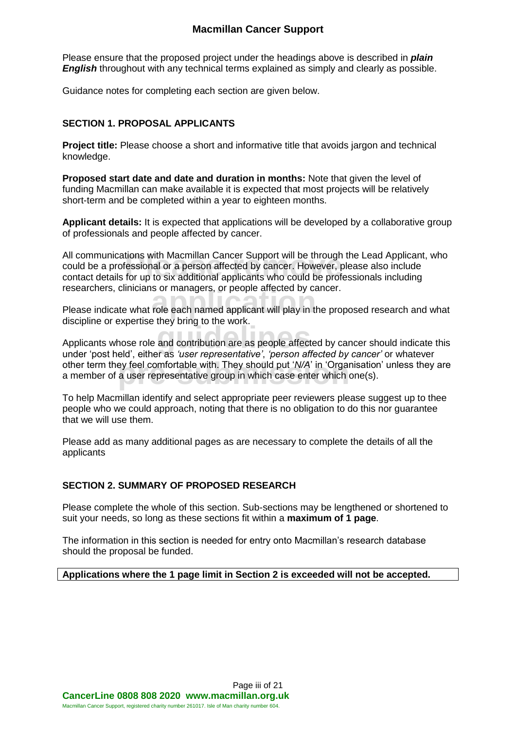Please ensure that the proposed project under the headings above is described in ***plain English*** throughout with any technical terms explained as simply and clearly as possible.

Guidance notes for completing each section are given below.

## SECTION 1. PROPOSAL APPLICANTS

**Project title:** Please choose a short and informative title that avoids jargon and technical knowledge.

**Proposed start date and date and duration in months:** Note that given the level of funding Macmillan can make available it is expected that most projects will be relatively short-term and be completed within a year to eighteen months.

**Applicant details:** It is expected that applications will be developed by a collaborative group of professionals and people affected by cancer.

All communications with Macmillan Cancer Support will be through the Lead Applicant, who could be a professional or a person affected by cancer. However, please also include contact details for up to six additional applicants who could be professionals including researchers, clinicians or managers, or people affected by cancer.

Please indicate what role each named applicant will play in the proposed research and what discipline or expertise they bring to the work.

Applicants whose role and contribution are as people affected by cancer should indicate this under 'post held', either as *'user representative'*, *'person affected by cancer'* or whatever other term they feel comfortable with. They should put '*N/A*' in 'Organisation' unless they are a member of a user representative group in which case enter which one(s).

To help Macmillan identify and select appropriate peer reviewers please suggest up to thee people who we could approach, noting that there is no obligation to do this nor guarantee that we will use them.

Please add as many additional pages as are necessary to complete the details of all the applicants

## SECTION 2. SUMMARY OF PROPOSED RESEARCH

Please complete the whole of this section. Sub-sections may be lengthened or shortened to suit your needs, so long as these sections fit within a **maximum of 1 page**.

The information in this section is needed for entry onto Macmillan's research database should the proposal be funded.

**Applications where the 1 page limit in Section 2 is exceeded will not be accepted.**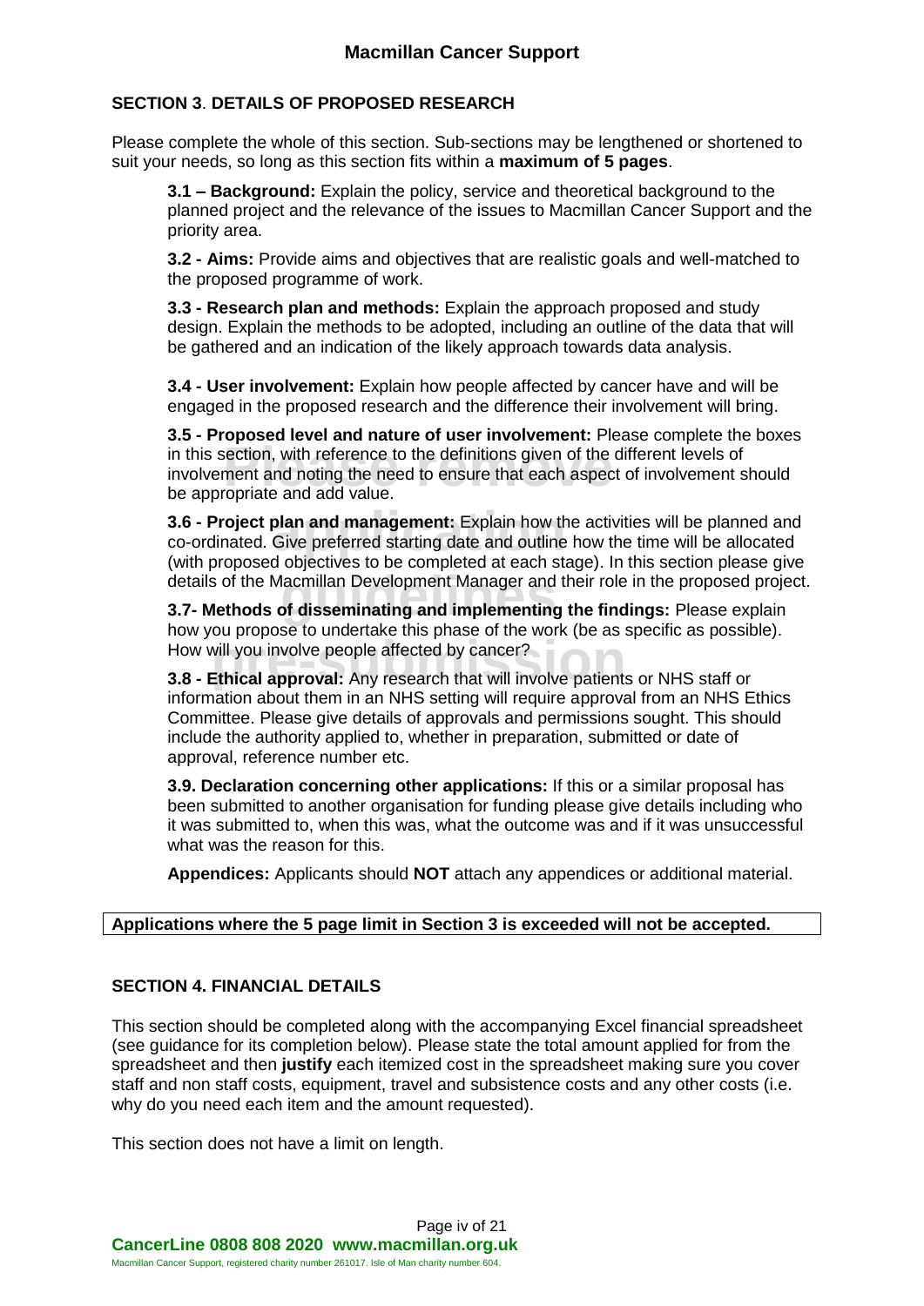## SECTION 3. DETAILS OF PROPOSED RESEARCH

Please complete the whole of this section. Sub-sections may be lengthened or shortened to suit your needs, so long as this section fits within a **maximum of 5 pages**.

**3.1 – Background:** Explain the policy, service and theoretical background to the planned project and the relevance of the issues to Macmillan Cancer Support and the priority area.

**3.2 - Aims:** Provide aims and objectives that are realistic goals and well-matched to the proposed programme of work.

**3.3 - Research plan and methods:** Explain the approach proposed and study design. Explain the methods to be adopted, including an outline of the data that will be gathered and an indication of the likely approach towards data analysis.

**3.4 - User involvement:** Explain how people affected by cancer have and will be engaged in the proposed research and the difference their involvement will bring.

**3.5 - Proposed level and nature of user involvement:** Please complete the boxes in this section, with reference to the definitions given of the different levels of involvement and noting the need to ensure that each aspect of involvement should be appropriate and add value.

**3.6 - Project plan and management:** Explain how the activities will be planned and co-ordinated. Give preferred starting date and outline how the time will be allocated (with proposed objectives to be completed at each stage). In this section please give details of the Macmillan Development Manager and their role in the proposed project.

**3.7- Methods of disseminating and implementing the findings:** Please explain how you propose to undertake this phase of the work (be as specific as possible). How will you involve people affected by cancer?

**3.8 - Ethical approval:** Any research that will involve patients or NHS staff or information about them in an NHS setting will require approval from an NHS Ethics Committee. Please give details of approvals and permissions sought. This should include the authority applied to, whether in preparation, submitted or date of approval, reference number etc.

**3.9. Declaration concerning other applications:** If this or a similar proposal has been submitted to another organisation for funding please give details including who it was submitted to, when this was, what the outcome was and if it was unsuccessful what was the reason for this.

**Appendices:** Applicants should **NOT** attach any appendices or additional material.

**Applications where the 5 page limit in Section 3 is exceeded will not be accepted.**

## SECTION 4. FINANCIAL DETAILS

This section should be completed along with the accompanying Excel financial spreadsheet (see guidance for its completion below). Please state the total amount applied for from the spreadsheet and then **justify** each itemized cost in the spreadsheet making sure you cover staff and non staff costs, equipment, travel and subsistence costs and any other costs (i.e. why do you need each item and the amount requested).

This section does not have a limit on length.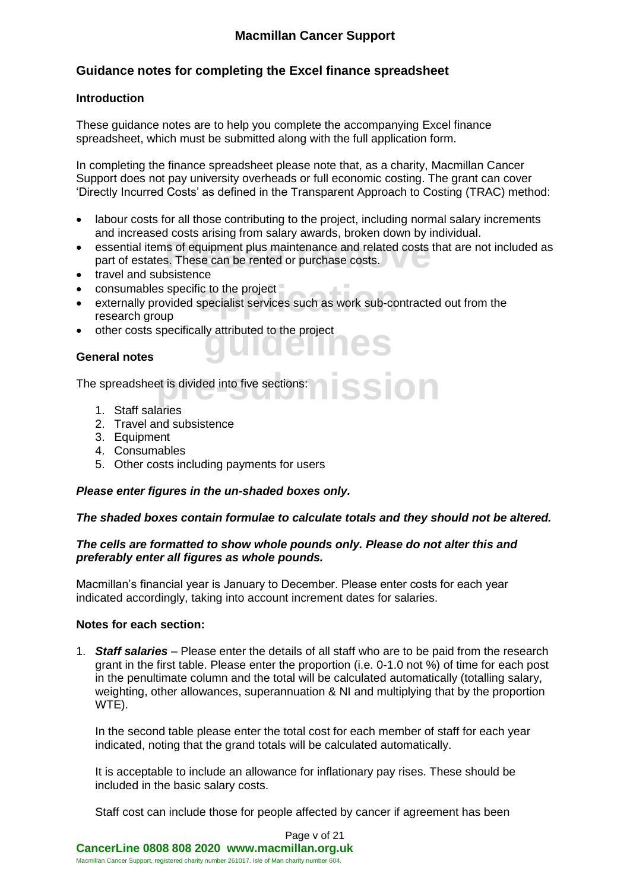## Guidance notes for completing the Excel finance spreadsheet

### Introduction

These guidance notes are to help you complete the accompanying Excel finance spreadsheet, which must be submitted along with the full application form.

In completing the finance spreadsheet please note that, as a charity, Macmillan Cancer Support does not pay university overheads or full economic costing. The grant can cover 'Directly Incurred Costs' as defined in the Transparent Approach to Costing (TRAC) method:

- labour costs for all those contributing to the project, including normal salary increments and increased costs arising from salary awards, broken down by individual.
- essential items of equipment plus maintenance and related costs that are not included as part of estates. These can be rented or purchase costs.
- travel and subsistence
- consumables specific to the project
- externally provided specialist services such as work sub-contracted out from the research group
- other costs specifically attributed to the project

### General notes

The spreadsheet is divided into five sections:

1. Staff salaries
2. Travel and subsistence
3. Equipment
4. Consumables
5. Other costs including payments for users

***Please enter figures in the un-shaded boxes only.***

***The shaded boxes contain formulae to calculate totals and they should not be altered.***

***The cells are formatted to show whole pounds only. Please do not alter this and preferably enter all figures as whole pounds.***

Macmillan's financial year is January to December. Please enter costs for each year indicated accordingly, taking into account increment dates for salaries.

### Notes for each section:

1. ***Staff salaries*** – Please enter the details of all staff who are to be paid from the research grant in the first table. Please enter the proportion (i.e. 0-1.0 not %) of time for each post in the penultimate column and the total will be calculated automatically (totalling salary, weighting, other allowances, superannuation & NI and multiplying that by the proportion WTE).

   In the second table please enter the total cost for each member of staff for each year indicated, noting that the grand totals will be calculated automatically.

   It is acceptable to include an allowance for inflationary pay rises. These should be included in the basic salary costs.

   Staff cost can include those for people affected by cancer if agreement has been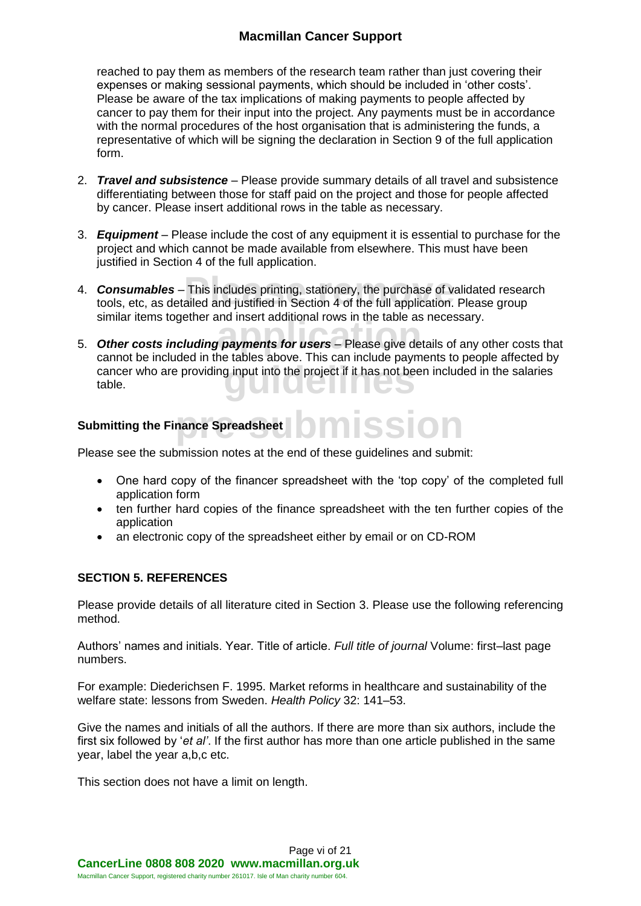reached to pay them as members of the research team rather than just covering their expenses or making sessional payments, which should be included in 'other costs'. Please be aware of the tax implications of making payments to people affected by cancer to pay them for their input into the project. Any payments must be in accordance with the normal procedures of the host organisation that is administering the funds, a representative of which will be signing the declaration in Section 9 of the full application form.

2. ***Travel and subsistence*** – Please provide summary details of all travel and subsistence differentiating between those for staff paid on the project and those for people affected by cancer. Please insert additional rows in the table as necessary.

3. ***Equipment*** – Please include the cost of any equipment it is essential to purchase for the project and which cannot be made available from elsewhere. This must have been justified in Section 4 of the full application.

4. ***Consumables*** – This includes printing, stationery, the purchase of validated research tools, etc, as detailed and justified in Section 4 of the full application. Please group similar items together and insert additional rows in the table as necessary.

5. ***Other costs including payments for users*** – Please give details of any other costs that cannot be included in the tables above. This can include payments to people affected by cancer who are providing input into the project if it has not been included in the salaries table.

### Submitting the Finance Spreadsheet

Please see the submission notes at the end of these guidelines and submit:

- One hard copy of the financer spreadsheet with the 'top copy' of the completed full application form
- ten further hard copies of the finance spreadsheet with the ten further copies of the application
- an electronic copy of the spreadsheet either by email or on CD-ROM

## SECTION 5. REFERENCES

Please provide details of all literature cited in Section 3. Please use the following referencing method.

Authors' names and initials. Year. Title of article. *Full title of journal* Volume: first–last page numbers.

For example: Diederichsen F. 1995. Market reforms in healthcare and sustainability of the welfare state: lessons from Sweden. *Health Policy* 32: 141–53.

Give the names and initials of all the authors. If there are more than six authors, include the first six followed by '*et al*'. If the first author has more than one article published in the same year, label the year a,b,c etc.

This section does not have a limit on length.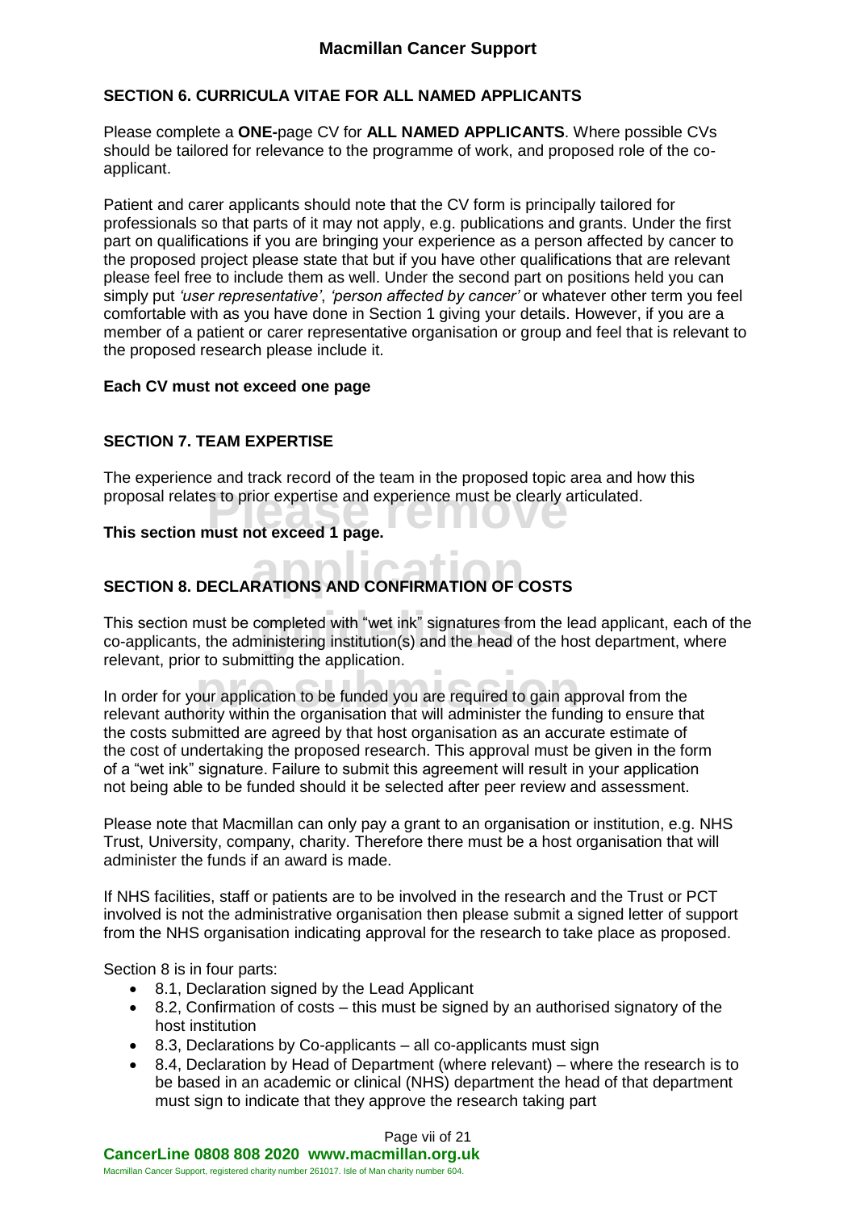## SECTION 6. CURRICULA VITAE FOR ALL NAMED APPLICANTS

Please complete a **ONE-**page CV for **ALL NAMED APPLICANTS**. Where possible CVs should be tailored for relevance to the programme of work, and proposed role of the co-applicant.

Patient and carer applicants should note that the CV form is principally tailored for professionals so that parts of it may not apply, e.g. publications and grants. Under the first part on qualifications if you are bringing your experience as a person affected by cancer to the proposed project please state that but if you have other qualifications that are relevant please feel free to include them as well. Under the second part on positions held you can simply put *'user representative'*, *'person affected by cancer'* or whatever other term you feel comfortable with as you have done in Section 1 giving your details. However, if you are a member of a patient or carer representative organisation or group and feel that is relevant to the proposed research please include it.

**Each CV must not exceed one page**

## SECTION 7. TEAM EXPERTISE

The experience and track record of the team in the proposed topic area and how this proposal relates to prior expertise and experience must be clearly articulated.

**This section must not exceed 1 page.**

Please remove application guidelines pre submission

## SECTION 8. DECLARATIONS AND CONFIRMATION OF COSTS

This section must be completed with "wet ink" signatures from the lead applicant, each of the co-applicants, the administering institution(s) and the head of the host department, where relevant, prior to submitting the application.

In order for your application to be funded you are required to gain approval from the relevant authority within the organisation that will administer the funding to ensure that the costs submitted are agreed by that host organisation as an accurate estimate of the cost of undertaking the proposed research. This approval must be given in the form of a "wet ink" signature. Failure to submit this agreement will result in your application not being able to be funded should it be selected after peer review and assessment.

Please note that Macmillan can only pay a grant to an organisation or institution, e.g. NHS Trust, University, company, charity. Therefore there must be a host organisation that will administer the funds if an award is made.

If NHS facilities, staff or patients are to be involved in the research and the Trust or PCT involved is not the administrative organisation then please submit a signed letter of support from the NHS organisation indicating approval for the research to take place as proposed.

Section 8 is in four parts:

- 8.1, Declaration signed by the Lead Applicant
- 8.2, Confirmation of costs – this must be signed by an authorised signatory of the host institution
- 8.3, Declarations by Co-applicants – all co-applicants must sign
- 8.4, Declaration by Head of Department (where relevant) – where the research is to be based in an academic or clinical (NHS) department the head of that department must sign to indicate that they approve the research taking part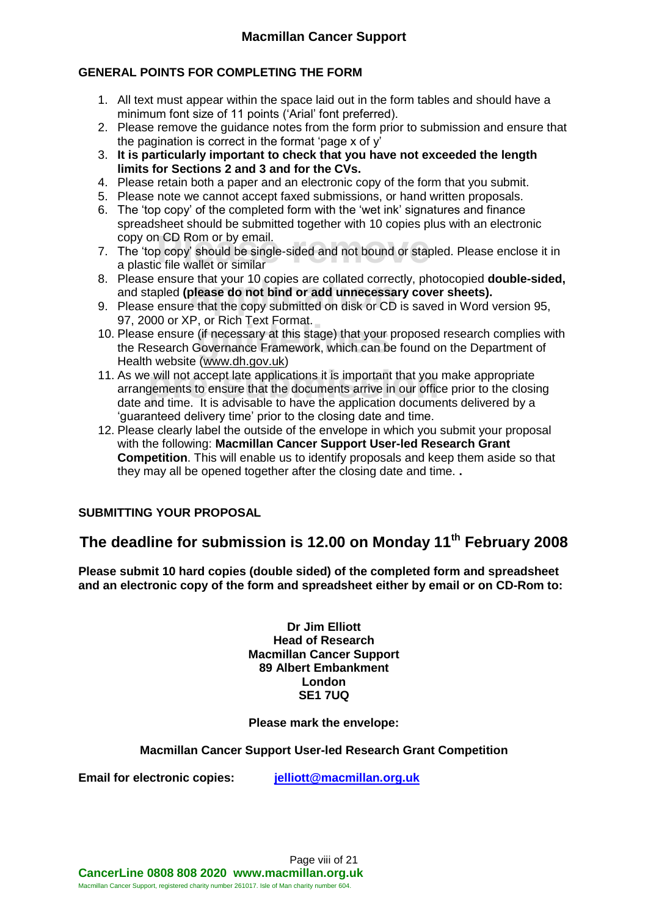## Macmillan Cancer Support

### GENERAL POINTS FOR COMPLETING THE FORM

1. All text must appear within the space laid out in the form tables and should have a minimum font size of 11 points ('Arial' font preferred).
2. Please remove the guidance notes from the form prior to submission and ensure that the pagination is correct in the format 'page x of y'
3. **It is particularly important to check that you have not exceeded the length limits for Sections 2 and 3 and for the CVs.**
4. Please retain both a paper and an electronic copy of the form that you submit.
5. Please note we cannot accept faxed submissions, or hand written proposals.
6. The 'top copy' of the completed form with the 'wet ink' signatures and finance spreadsheet should be submitted together with 10 copies plus with an electronic copy on CD Rom or by email.
7. The 'top copy' should be single-sided and not bound or stapled. Please enclose it in a plastic file wallet or similar
8. Please ensure that your 10 copies are collated correctly, photocopied **double-sided,** and stapled **(please do not bind or add unnecessary cover sheets).**
9. Please ensure that the copy submitted on disk or CD is saved in Word version 95, 97, 2000 or XP, or Rich Text Format.
10. Please ensure (if necessary at this stage) that your proposed research complies with the Research Governance Framework, which can be found on the Department of Health website (www.dh.gov.uk)
11. As we will not accept late applications it is important that you make appropriate arrangements to ensure that the documents arrive in our office prior to the closing date and time. It is advisable to have the application documents delivered by a 'guaranteed delivery time' prior to the closing date and time.
12. Please clearly label the outside of the envelope in which you submit your proposal with the following: **Macmillan Cancer Support User-led Research Grant Competition**. This will enable us to identify proposals and keep them aside so that they may all be opened together after the closing date and time. **.**

### SUBMITTING YOUR PROPOSAL

## The deadline for submission is 12.00 on Monday 11th February 2008

**Please submit 10 hard copies (double sided) of the completed form and spreadsheet and an electronic copy of the form and spreadsheet either by email or on CD-Rom to:**

**Dr Jim Elliott**
**Head of Research**
**Macmillan Cancer Support**
**89 Albert Embankment**
**London**
**SE1 7UQ**

**Please mark the envelope:**

**Macmillan Cancer Support User-led Research Grant Competition**

**Email for electronic copies:** jelliott@macmillan.org.uk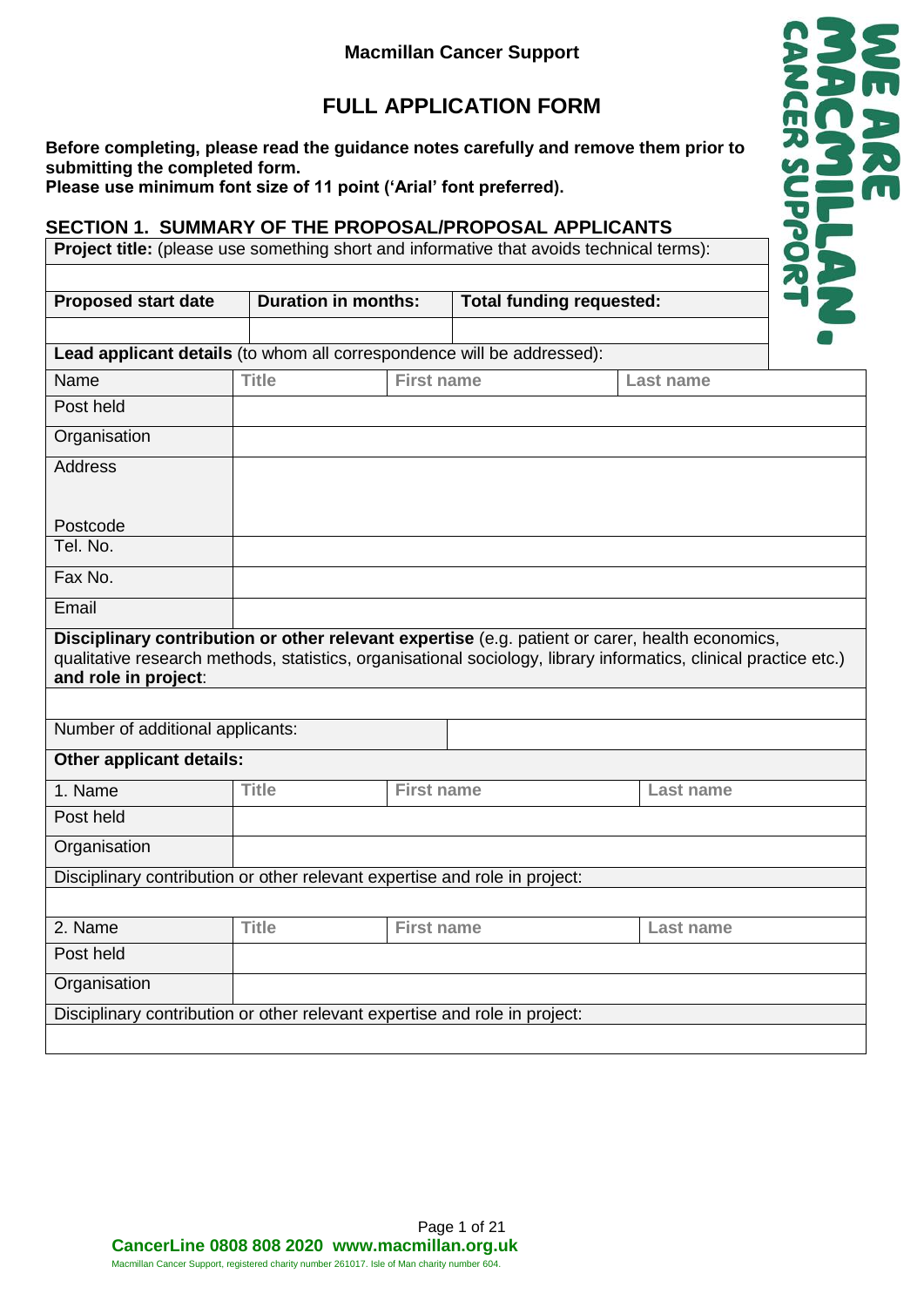**Macmillan Cancer Support**

# FULL APPLICATION FORM

**Before completing, please read the guidance notes carefully and remove them prior to submitting the completed form.**
**Please use minimum font size of 11 point ('Arial' font preferred).**

## SECTION 1. SUMMARY OF THE PROPOSAL/PROPOSAL APPLICANTS

| **Project title:** (please use something short and informative that avoids technical terms): | | | |
|---|---|---|---|
| | | | |
| **Proposed start date** | **Duration in months:** | **Total funding requested:** | |
| | | | |

| **Lead applicant details** (to whom all correspondence will be addressed): | | | |
|---|---|---|---|
| Name | Title | First name | Last name |
| Post held | | | |
| Organisation | | | |
| Address<br><br>Postcode | | | |
| Tel. No. | | | |
| Fax No. | | | |
| Email | | | |
| **Disciplinary contribution or other relevant expertise** (e.g. patient or carer, health economics, qualitative research methods, statistics, organisational sociology, library informatics, clinical practice etc.) **and role in project**: | | | |
| | | | |
| Number of additional applicants: | | | |
| **Other applicant details:** | | | |
| 1. Name | Title | First name | Last name |
| Post held | | | |
| Organisation | | | |
| Disciplinary contribution or other relevant expertise and role in project: | | | |
| | | | |
| 2. Name | Title | First name | Last name |
| Post held | | | |
| Organisation | | | |
| Disciplinary contribution or other relevant expertise and role in project: | | | |
| | | | |

**CancerLine 0808 808 2020 www.macmillan.org.uk**
Macmillan Cancer Support, registered charity number 261017. Isle of Man charity number 604.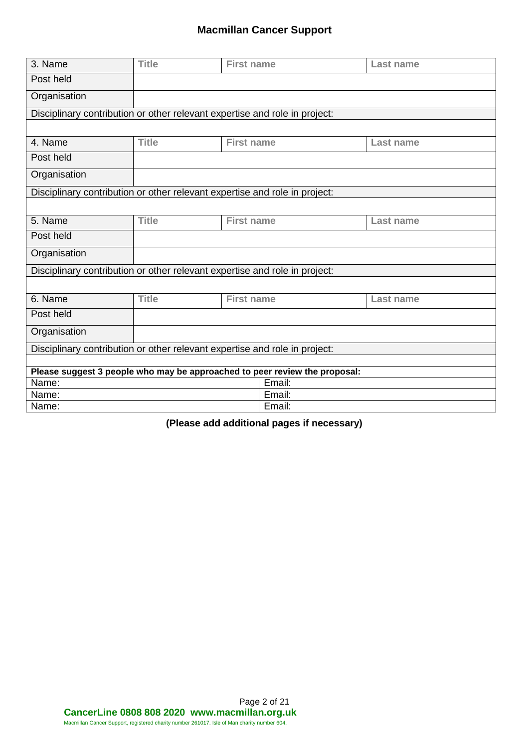| 3. Name | Title | First name | Last name |
|---|---|---|---|
| Post held | | | |
| Organisation | | | |
| Disciplinary contribution or other relevant expertise and role in project: | | | |
| | | | |
| 4. Name | Title | First name | Last name |
| Post held | | | |
| Organisation | | | |
| Disciplinary contribution or other relevant expertise and role in project: | | | |
| | | | |
| 5. Name | Title | First name | Last name |
| Post held | | | |
| Organisation | | | |
| Disciplinary contribution or other relevant expertise and role in project: | | | |
| | | | |
| 6. Name | Title | First name | Last name |
| Post held | | | |
| Organisation | | | |
| Disciplinary contribution or other relevant expertise and role in project: | | | |
| | | | |

| **Please suggest 3 people who may be approached to peer review the proposal:** | |
|---|---|
| Name: | Email: |
| Name: | Email: |
| Name: | Email: |

**(Please add additional pages if necessary)**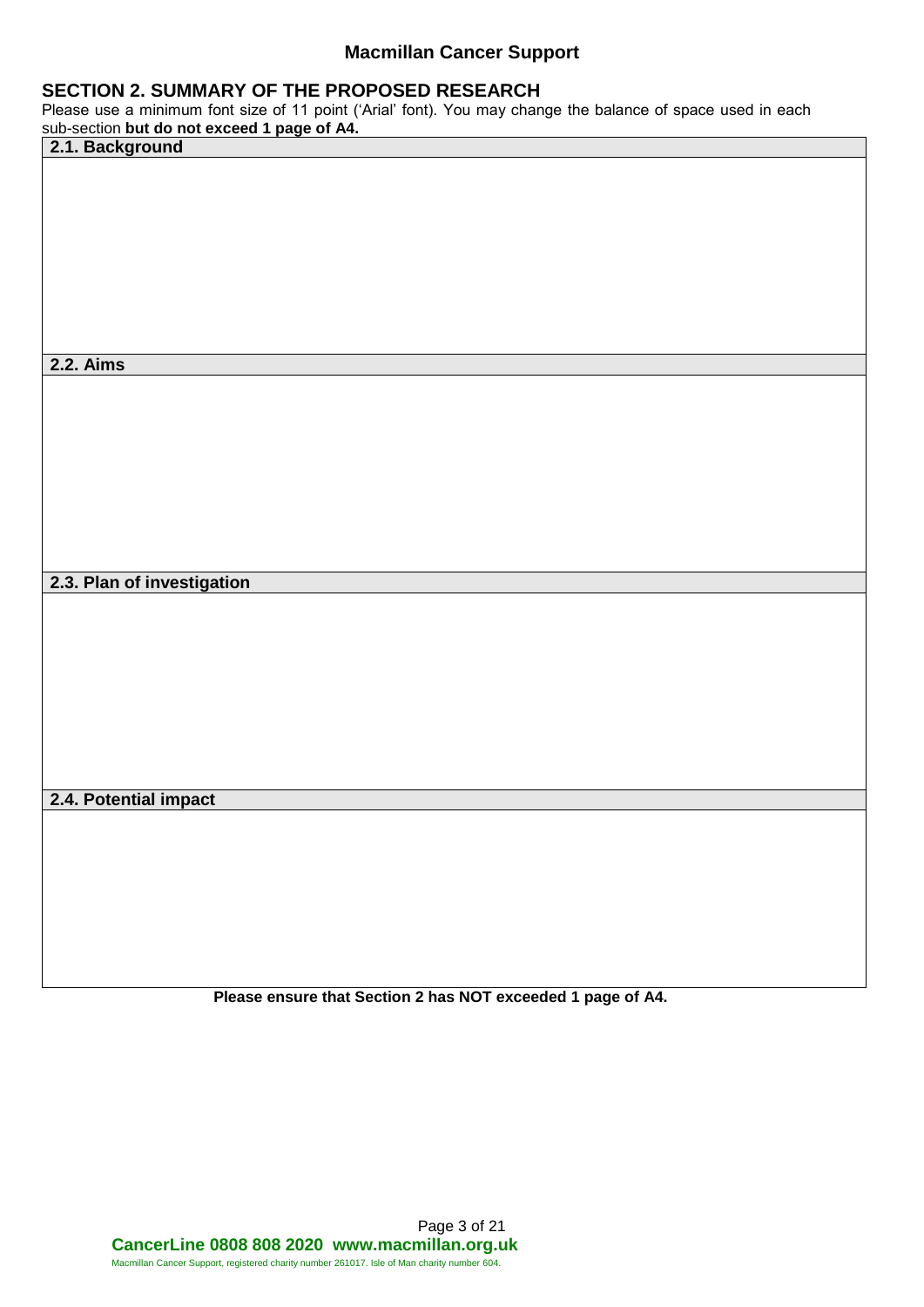## SECTION 2. SUMMARY OF THE PROPOSED RESEARCH

Please use a minimum font size of 11 point ('Arial' font). You may change the balance of space used in each sub-section **but do not exceed 1 page of A4.**

| 2.1. Background |
| --- |
| |

| 2.2. Aims |
| --- |
| |

| 2.3. Plan of investigation |
| --- |
| |

| 2.4. Potential impact |
| --- |
| |

**Please ensure that Section 2 has NOT exceeded 1 page of A4.**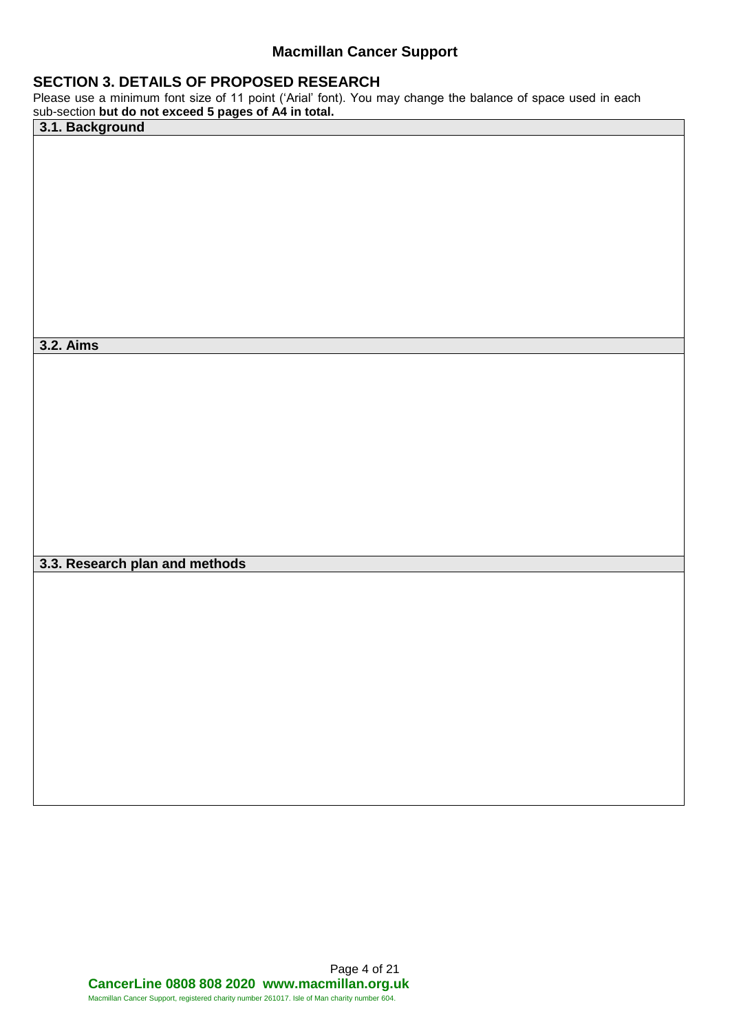## SECTION 3. DETAILS OF PROPOSED RESEARCH

Please use a minimum font size of 11 point ('Arial' font). You may change the balance of space used in each sub-section **but do not exceed 5 pages of A4 in total.**

| **3.1. Background** |
| --- |
| |

| **3.2. Aims** |
| --- |
| |

| **3.3. Research plan and methods** |
| --- |
| |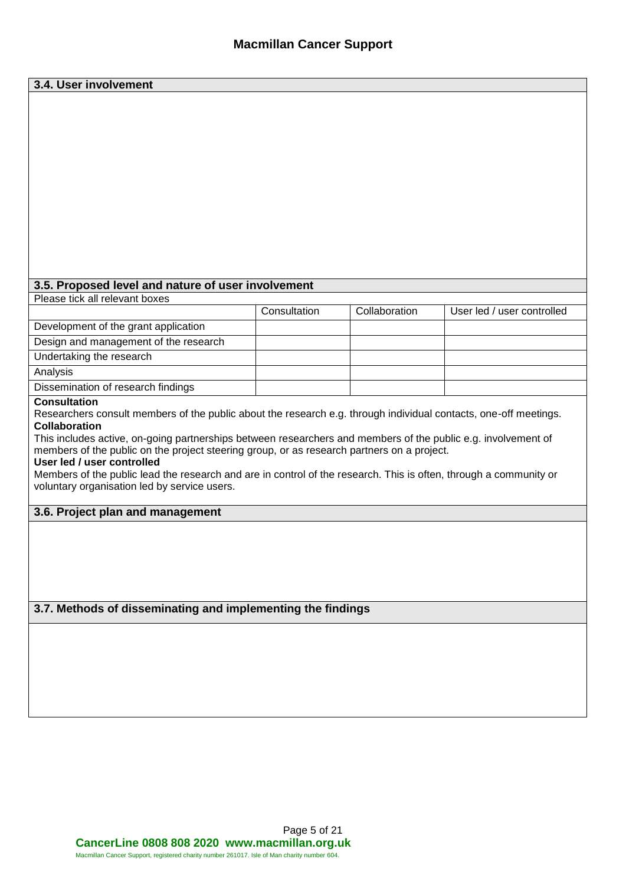## 3.4. User involvement

## 3.5. Proposed level and nature of user involvement

Please tick all relevant boxes

| | Consultation | Collaboration | User led / user controlled |
|---|---|---|---|
| Development of the grant application | | | |
| Design and management of the research | | | |
| Undertaking the research | | | |
| Analysis | | | |
| Dissemination of research findings | | | |

**Consultation**
Researchers consult members of the public about the research e.g. through individual contacts, one-off meetings.

**Collaboration**
This includes active, on-going partnerships between researchers and members of the public e.g. involvement of members of the public on the project steering group, or as research partners on a project.

**User led / user controlled**
Members of the public lead the research and are in control of the research. This is often, through a community or voluntary organisation led by service users.

## 3.6. Project plan and management

## 3.7. Methods of disseminating and implementing the findings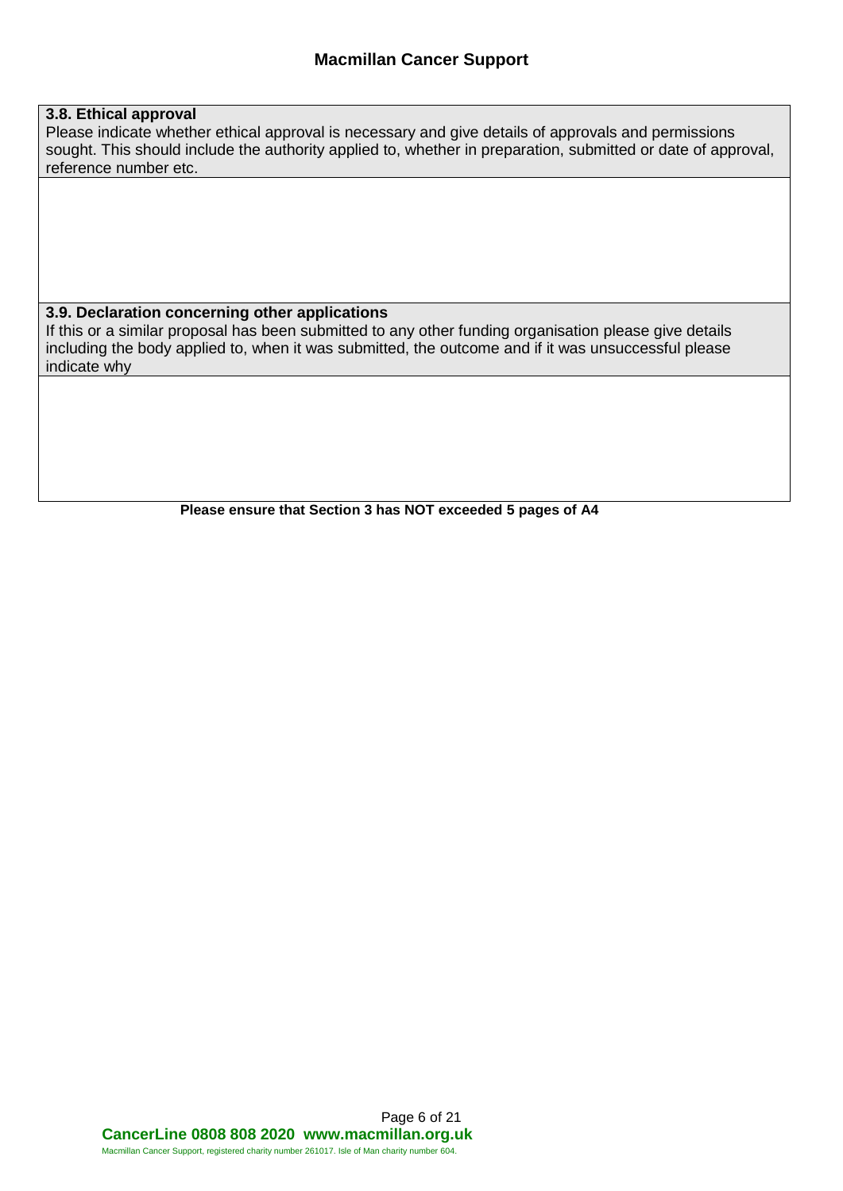### 3.8. Ethical approval

Please indicate whether ethical approval is necessary and give details of approvals and permissions sought. This should include the authority applied to, whether in preparation, submitted or date of approval, reference number etc.

### 3.9. Declaration concerning other applications

If this or a similar proposal has been submitted to any other funding organisation please give details including the body applied to, when it was submitted, the outcome and if it was unsuccessful please indicate why

**Please ensure that Section 3 has NOT exceeded 5 pages of A4**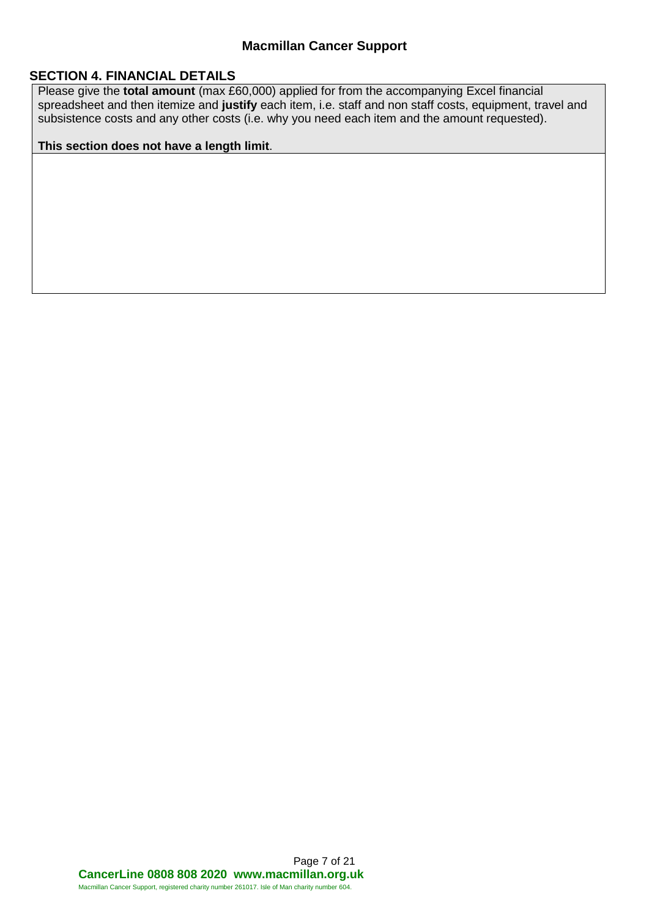## SECTION 4. FINANCIAL DETAILS

Please give the **total amount** (max £60,000) applied for from the accompanying Excel financial spreadsheet and then itemize and **justify** each item, i.e. staff and non staff costs, equipment, travel and subsistence costs and any other costs (i.e. why you need each item and the amount requested).

**This section does not have a length limit**.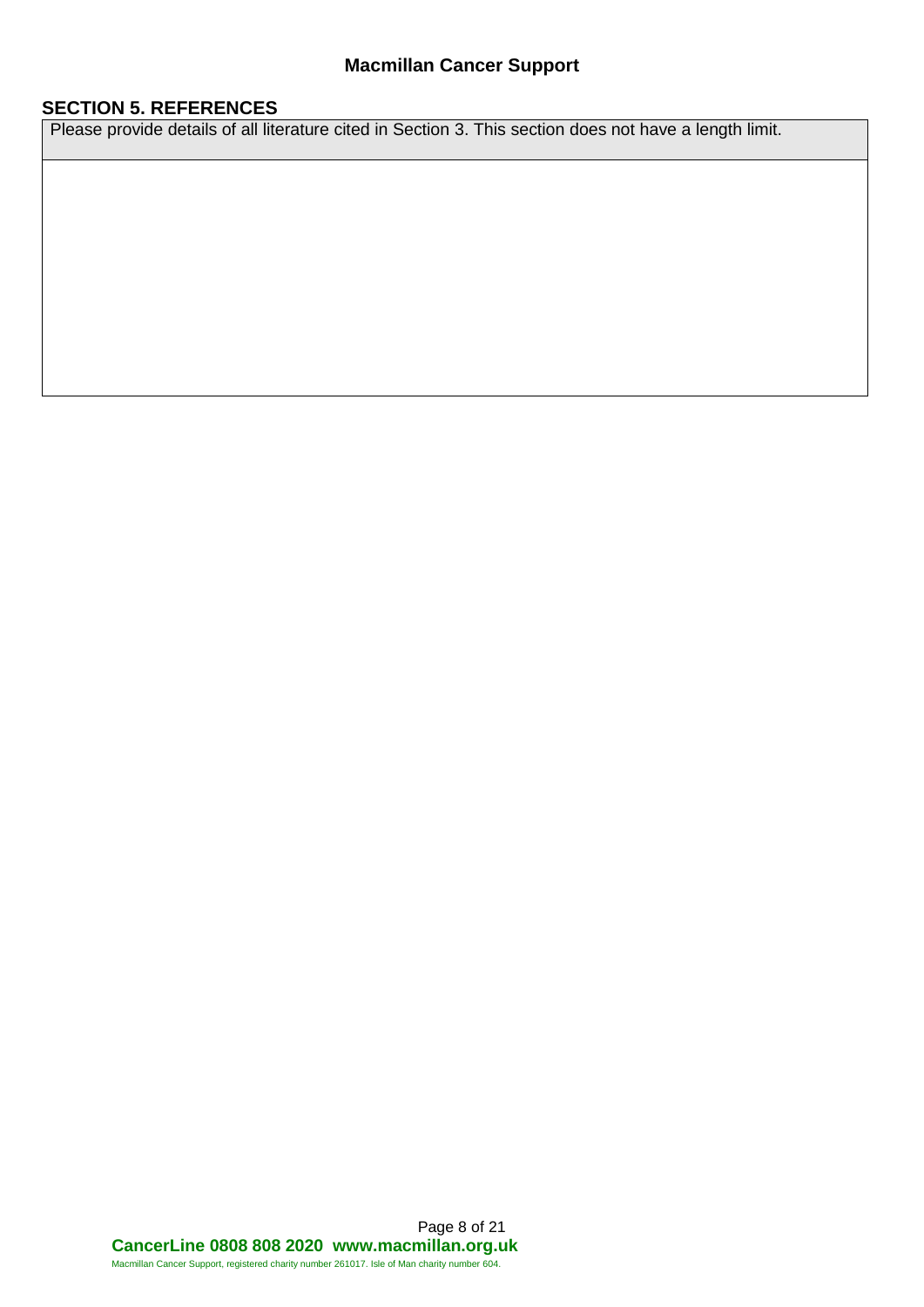## SECTION 5. REFERENCES

| Please provide details of all literature cited in Section 3. This section does not have a length limit. |
| --- |
| |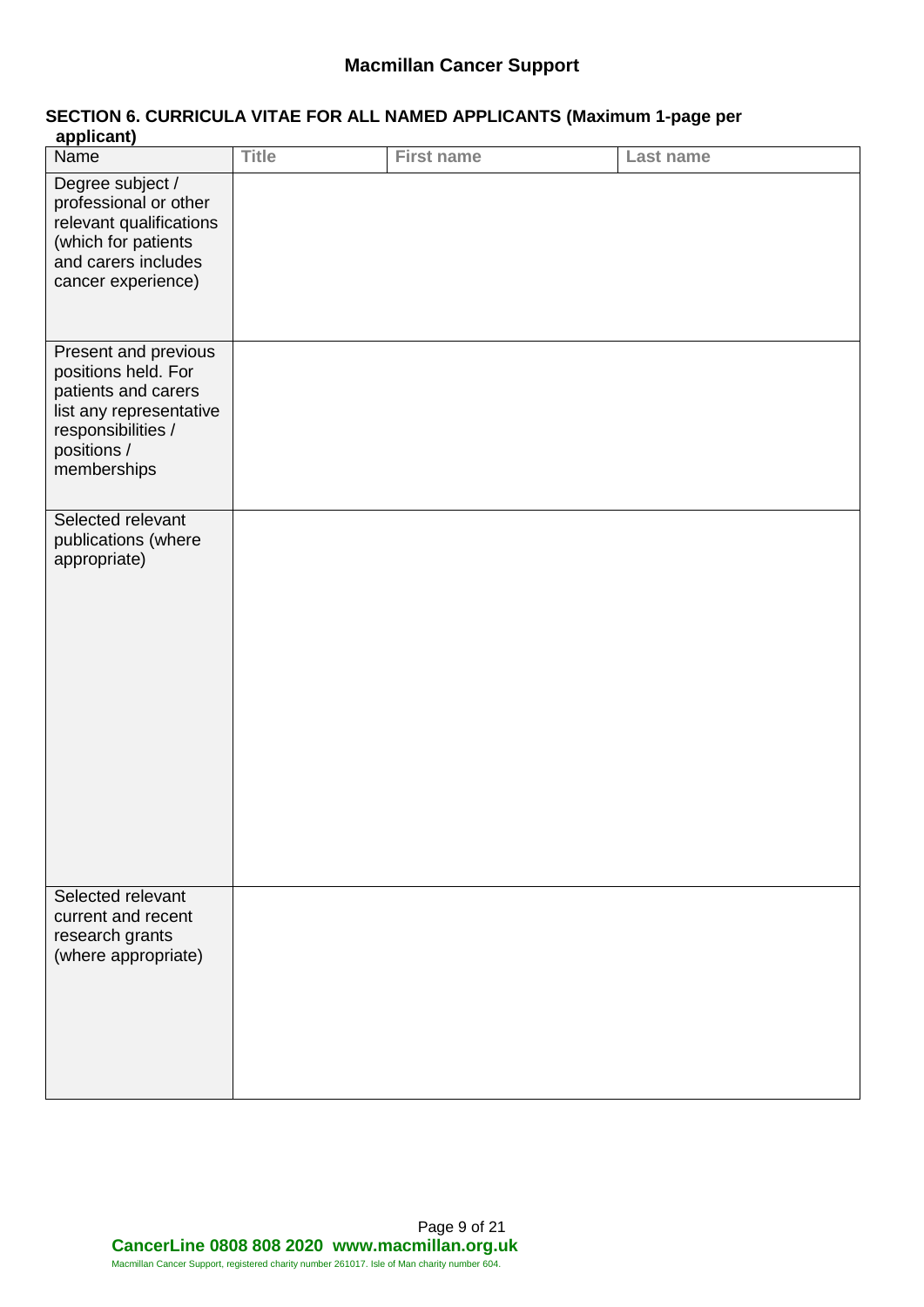## SECTION 6. CURRICULA VITAE FOR ALL NAMED APPLICANTS (Maximum 1-page per applicant)

| Name | Title | First name | Last name |
| --- | --- | --- | --- |
| Degree subject / professional or other relevant qualifications (which for patients and carers includes cancer experience) | | | |
| Present and previous positions held. For patients and carers list any representative responsibilities / positions / memberships | | | |
| Selected relevant publications (where appropriate) | | | |
| Selected relevant current and recent research grants (where appropriate) | | | |

**CancerLine 0808 808 2020 www.macmillan.org.uk**

Macmillan Cancer Support, registered charity number 261017. Isle of Man charity number 604.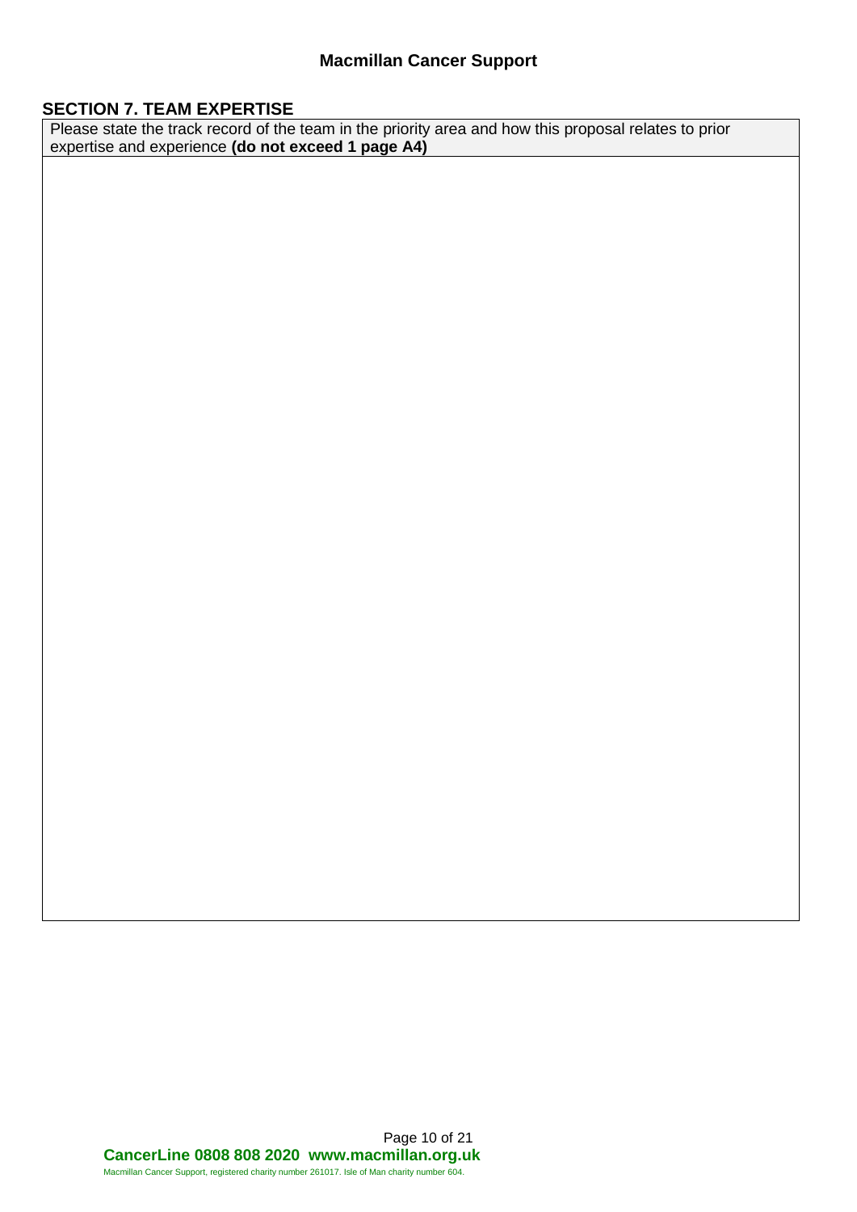## SECTION 7. TEAM EXPERTISE

| Please state the track record of the team in the priority area and how this proposal relates to prior expertise and experience **(do not exceed 1 page A4)** |
|---|
| |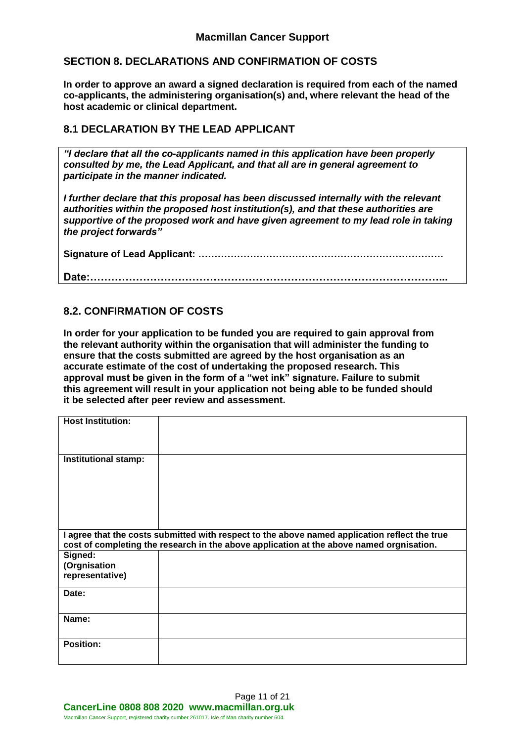# SECTION 8. DECLARATIONS AND CONFIRMATION OF COSTS

**In order to approve an award a signed declaration is required from each of the named co-applicants, the administering organisation(s) and, where relevant the head of the host academic or clinical department.**

## 8.1 DECLARATION BY THE LEAD APPLICANT

***"I declare that all the co-applicants named in this application have been properly consulted by me, the Lead Applicant, and that all are in general agreement to participate in the manner indicated.***

***I further declare that this proposal has been discussed internally with the relevant authorities within the proposed host institution(s), and that these authorities are supportive of the proposed work and have given agreement to my lead role in taking the project forwards"***

**Signature of Lead Applicant: ………………………………………………………………….**

**Date:………………………………………………………………………………………...**

## 8.2. CONFIRMATION OF COSTS

**In order for your application to be funded you are required to gain approval from the relevant authority within the organisation that will administer the funding to ensure that the costs submitted are agreed by the host organisation as an accurate estimate of the cost of undertaking the proposed research. This approval must be given in the form of a "wet ink" signature. Failure to submit this agreement will result in your application not being able to be funded should it be selected after peer review and assessment.**

| | |
|---|---|
| **Host Institution:** | |
| **Institutional stamp:** | |
| **I agree that the costs submitted with respect to the above named application reflect the true cost of completing the research in the above application at the above named orgnisation.** | |
| **Signed: (Orgnisation representative)** | |
| **Date:** | |
| **Name:** | |
| **Position:** | |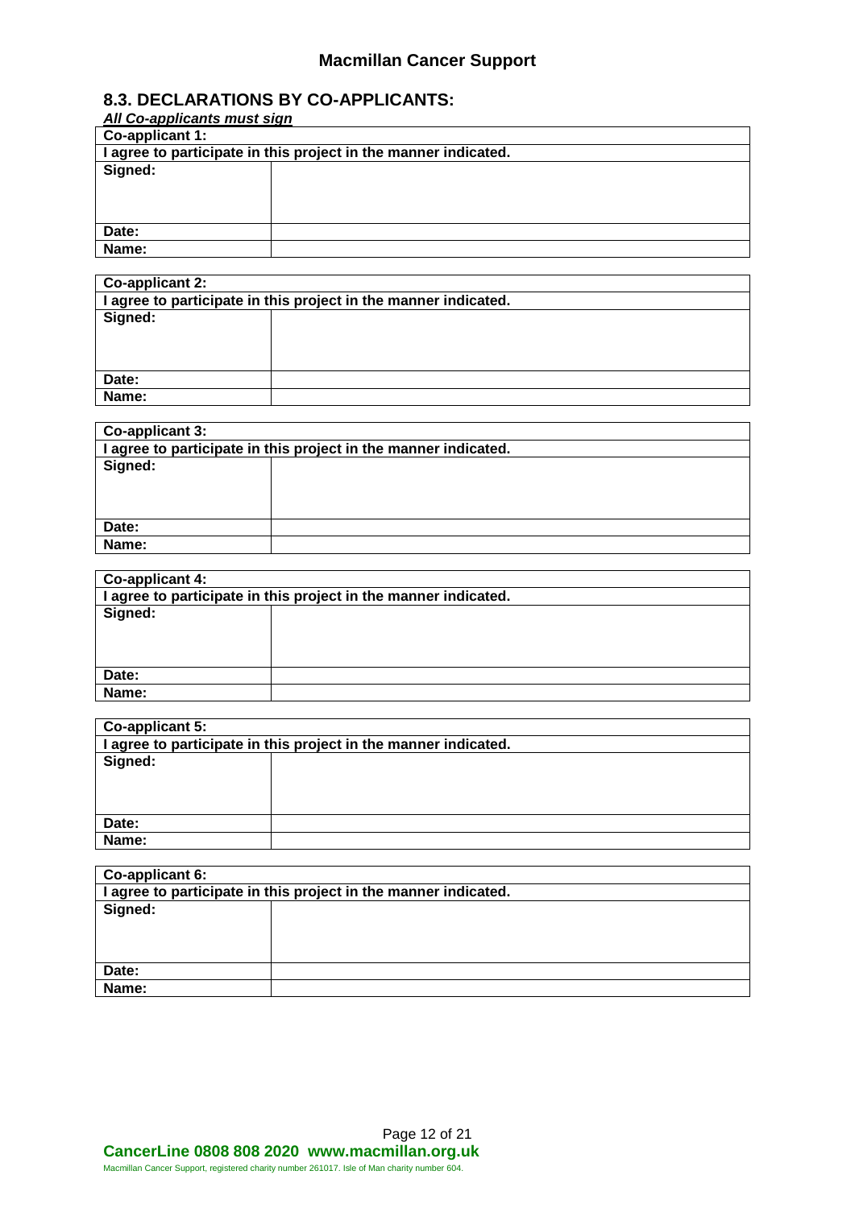## 8.3. DECLARATIONS BY CO-APPLICANTS:

***All Co-applicants must sign***

| **Co-applicant 1:** | |
|---|---|
| **I agree to participate in this project in the manner indicated.** | |
| **Signed:** | |
| **Date:** | |
| **Name:** | |

| **Co-applicant 2:** | |
|---|---|
| **I agree to participate in this project in the manner indicated.** | |
| **Signed:** | |
| **Date:** | |
| **Name:** | |

| **Co-applicant 3:** | |
|---|---|
| **I agree to participate in this project in the manner indicated.** | |
| **Signed:** | |
| **Date:** | |
| **Name:** | |

| **Co-applicant 4:** | |
|---|---|
| **I agree to participate in this project in the manner indicated.** | |
| **Signed:** | |
| **Date:** | |
| **Name:** | |

| **Co-applicant 5:** | |
|---|---|
| **I agree to participate in this project in the manner indicated.** | |
| **Signed:** | |
| **Date:** | |
| **Name:** | |

| **Co-applicant 6:** | |
|---|---|
| **I agree to participate in this project in the manner indicated.** | |
| **Signed:** | |
| **Date:** | |
| **Name:** | |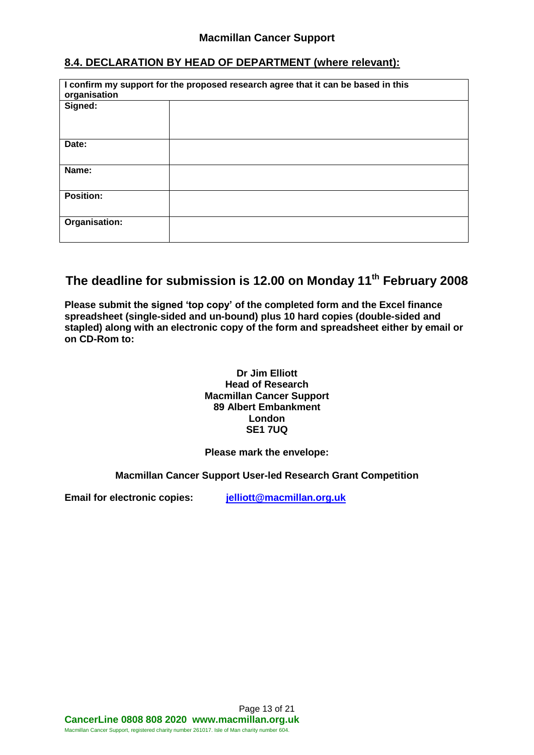## 8.4. DECLARATION BY HEAD OF DEPARTMENT (where relevant):

| I confirm my support for the proposed research agree that it can be based in this organisation | |
|---|---|
| **Signed:** | |
| **Date:** | |
| **Name:** | |
| **Position:** | |
| **Organisation:** | |

# The deadline for submission is 12.00 on Monday 11th February 2008

**Please submit the signed 'top copy' of the completed form and the Excel finance spreadsheet (single-sided and un-bound) plus 10 hard copies (double-sided and stapled) along with an electronic copy of the form and spreadsheet either by email or on CD-Rom to:**

**Dr Jim Elliott**
**Head of Research**
**Macmillan Cancer Support**
**89 Albert Embankment**
**London**
**SE1 7UQ**

**Please mark the envelope:**

**Macmillan Cancer Support User-led Research Grant Competition**

**Email for electronic copies:** jelliott@macmillan.org.uk